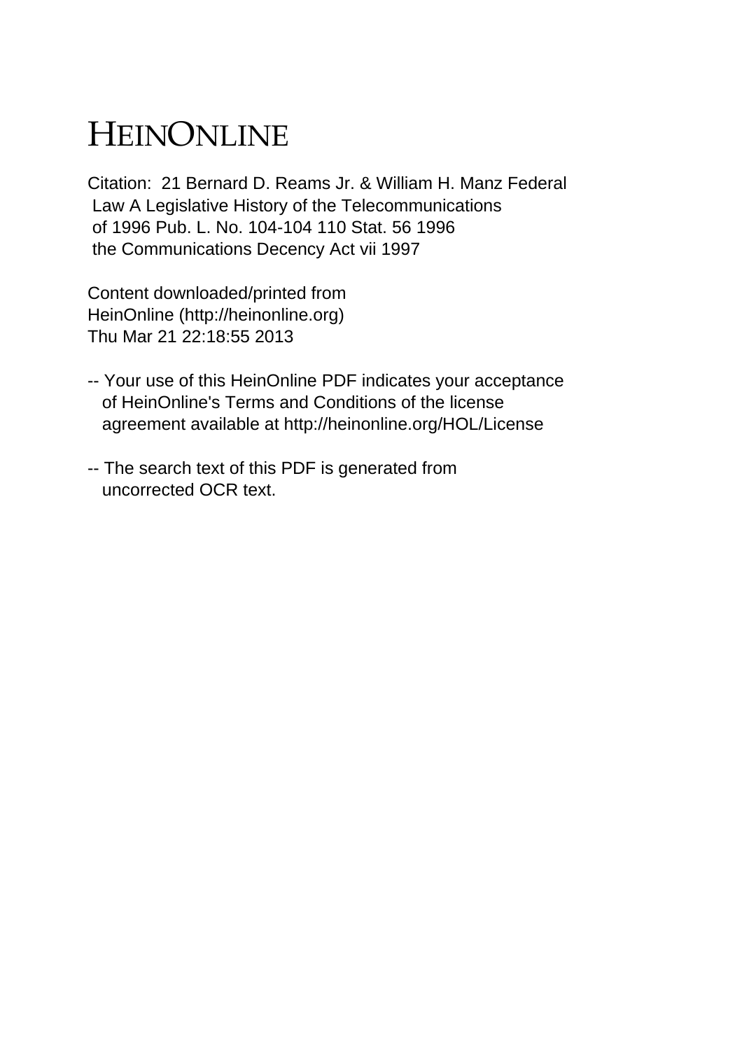# HEINONLINE

Citation: 21 Bernard D. Reams Jr. & William H. Manz Federal Law A Legislative History of the Telecommunications of 1996 Pub. L. No. 104-104 110 Stat. 56 1996 the Communications Decency Act vii 1997

Content downloaded/printed from HeinOnline (http://heinonline.org) Thu Mar 21 22:18:55 2013

-- Your use of this HeinOnline PDF indicates your acceptance of HeinOnline's Terms and Conditions of the license agreement available at http://heinonline.org/HOL/License

-- The search text of this PDF is generated from uncorrected OCR text.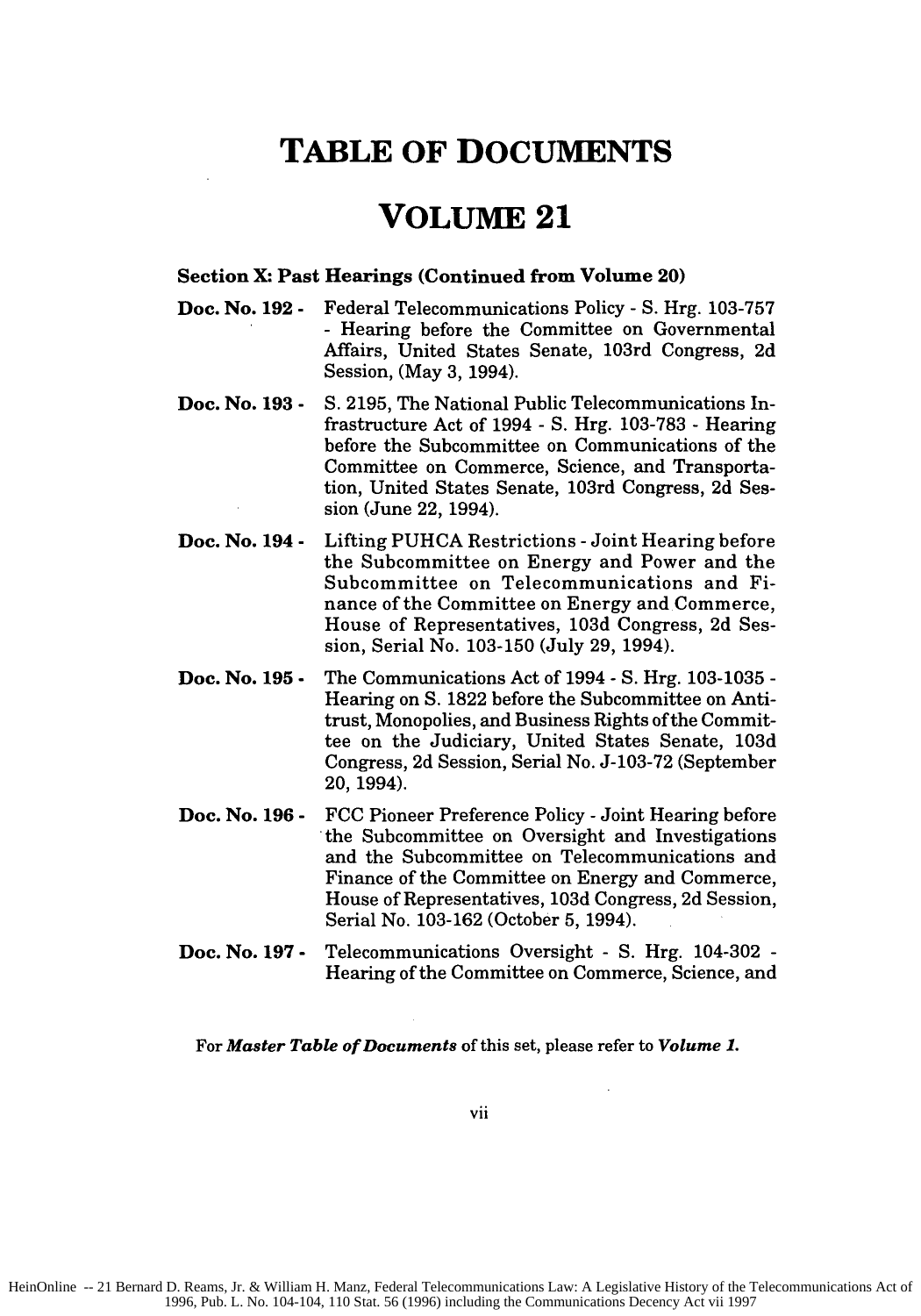# TABLE OF DOCUMENTS

# VOLUME 21

**Section X: Past Hearings (Continued from Volume 20)**

**Doc. No. 192 -** Federal Telecommunications Policy - S. Hrg. 103-757 - Hearing before the Committee on Governmental Affairs, United States Senate, 103rd Congress, 2d Session, (May 3, 1994).

**Doc. No. 193 -** S. 2195, The National Public Telecommunications Infrastructure Act of 1994 - S. Hrg. 103-783 - Hearing before the Subcommittee on Communications of the Committee on Commerce, Science, and Transportation, United States Senate, 103rd Congress, 2d Session (June 22, 1994).

**Doc. No. 194 -** Lifting PUHCA Restrictions - Joint Hearing before the Subcommittee on Energy and Power and the Subcommittee on Telecommunications and Finance of the Committee on Energy and Commerce, House of Representatives, 103d Congress, 2d Session, Serial No. 103-150 (July 29, 1994).

**Doc. No. 195 -** The Communications Act of 1994 - S. Hrg. 103-1035 - Hearing on S. 1822 before the Subcommittee on Antitrust, Monopolies, and Business Rights of the Committee on the Judiciary, United States Senate, 103d Congress, 2d Session, Serial No. J-103-72 (September 20, 1994).

**Doc. No. 196 -** FCC Pioneer Preference Policy - Joint Hearing before the Subcommittee on Oversight and Investigations and the Subcommittee on Telecommunications and Finance of the Committee on Energy and Commerce, House of Representatives, 103d Congress, 2d Session, Serial No. 103-162 (October 5, 1994).

**Doc. No. 197 -** Telecommunications Oversight - S. Hrg. 104-302 - Hearing of the Committee on Commerce, Science, and

For ***Master Table of Documents*** of this set, please refer to ***Volume 1.***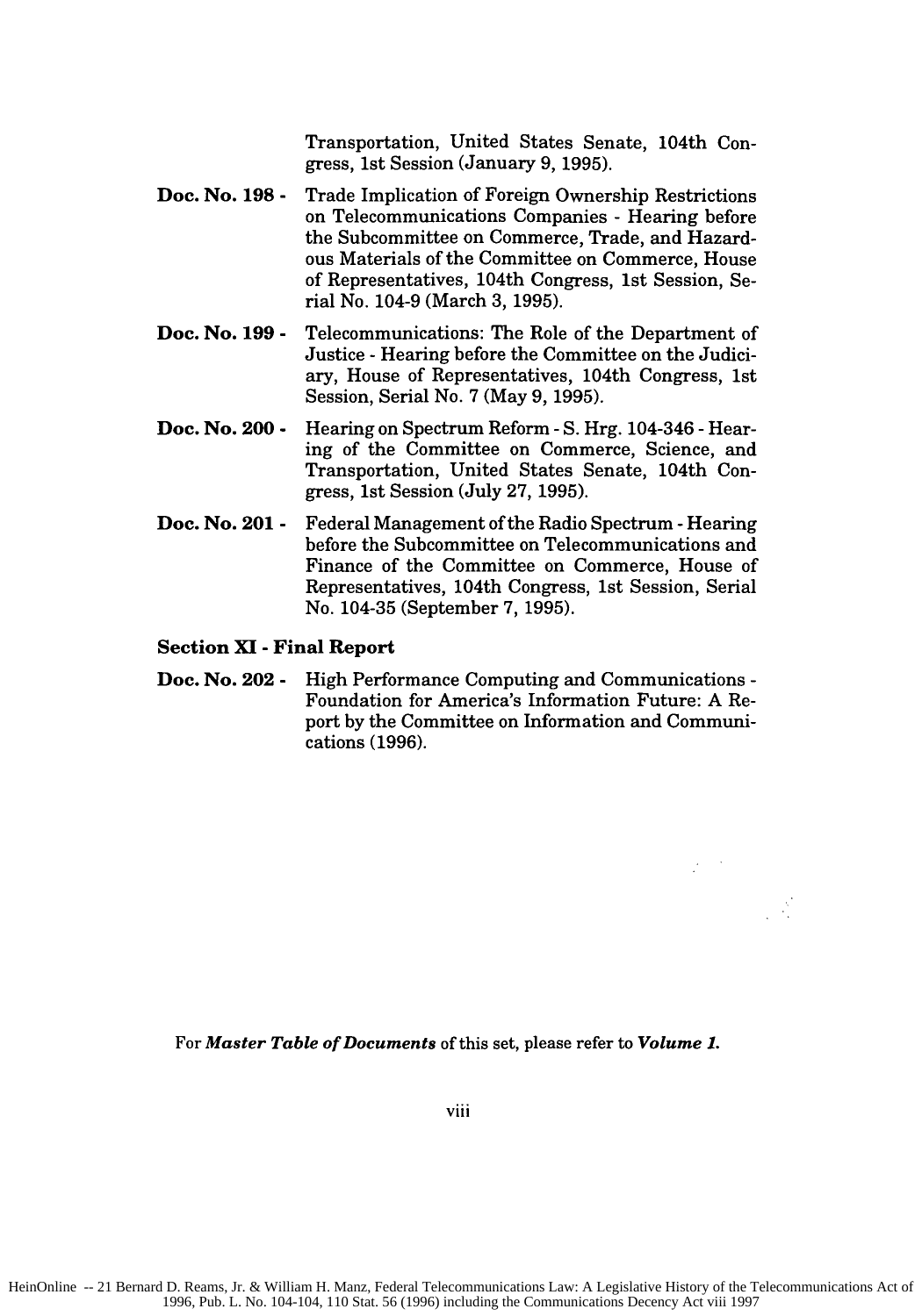Transportation, United States Senate, 104th Congress, 1st Session (January 9, 1995).

**Doc. No. 198 -** Trade Implication of Foreign Ownership Restrictions on Telecommunications Companies - Hearing before the Subcommittee on Commerce, Trade, and Hazardous Materials of the Committee on Commerce, House of Representatives, 104th Congress, 1st Session, Serial No. 104-9 (March 3, 1995).

**Doc. No. 199 -** Telecommunications: The Role of the Department of Justice - Hearing before the Committee on the Judiciary, House of Representatives, 104th Congress, 1st Session, Serial No. 7 (May 9, 1995).

**Doc. No. 200 -** Hearing on Spectrum Reform - S. Hrg. 104-346 - Hearing of the Committee on Commerce, Science, and Transportation, United States Senate, 104th Congress, 1st Session (July 27, 1995).

**Doc. No. 201 -** Federal Management of the Radio Spectrum - Hearing before the Subcommittee on Telecommunications and Finance of the Committee on Commerce, House of Representatives, 104th Congress, 1st Session, Serial No. 104-35 (September 7, 1995).

### Section XI - Final Report

**Doc. No. 202 -** High Performance Computing and Communications - Foundation for America's Information Future: A Report by the Committee on Information and Communications (1996).

For ***Master Table of Documents*** of this set, please refer to ***Volume 1.***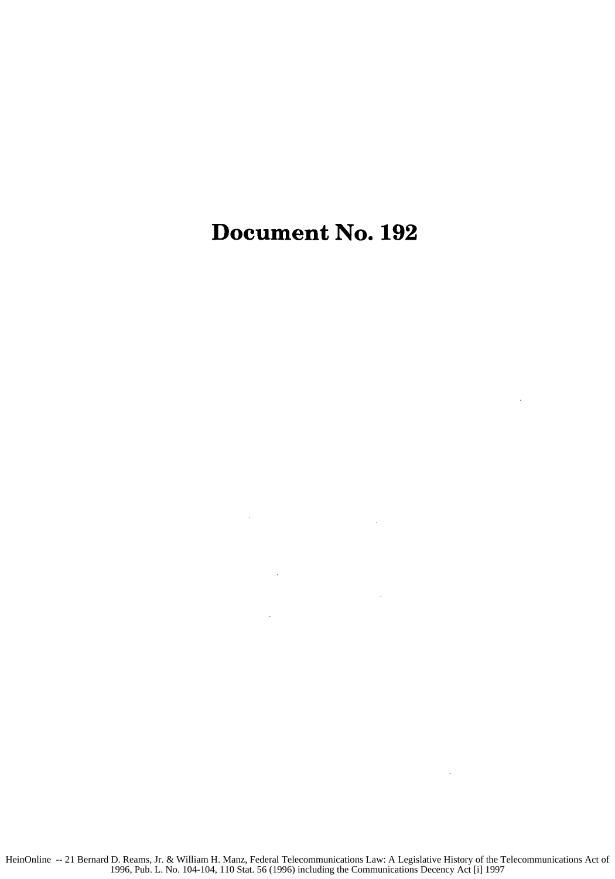# Document No. 192